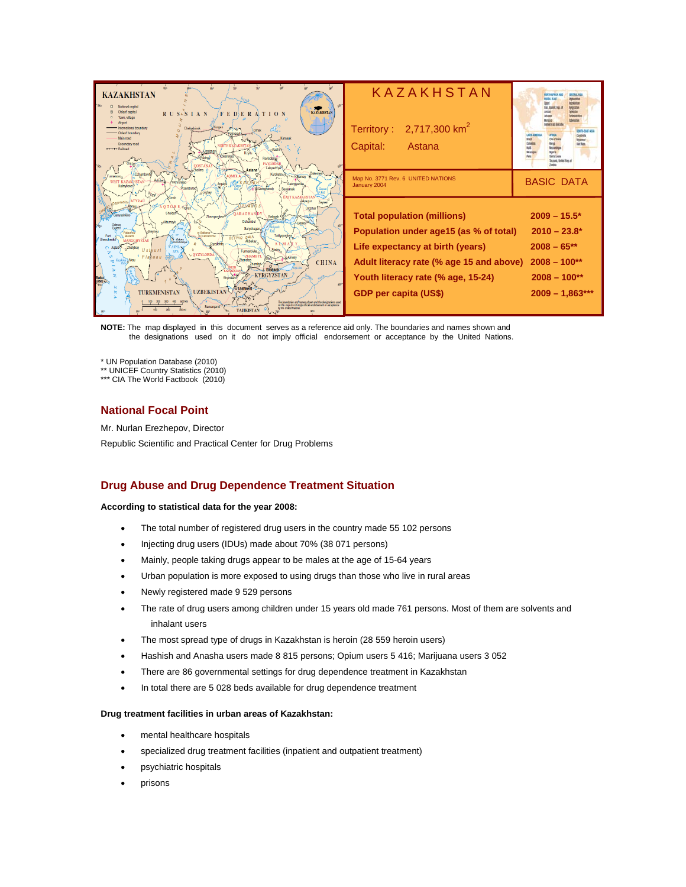# KAZAKHSTAN

Territory : 2,717,300 km$^2$

Capital: Astana

Map No. 3771 Rev. 6 UNITED NATIONS
January 2004

BASIC DATA

| Indicator | Value |
| --- | --- |
| **Total population (millions)** | **2009 – 15.5*** |
| **Population under age15 (as % of total)** | **2010 – 23.8*** |
| **Life expectancy at birth (years)** | **2008 – 65**** |
| **Adult literacy rate (% age 15 and above)** | **2008 – 100**** |
| **Youth literacy rate (% age, 15-24)** | **2008 – 100**** |
| **GDP per capita (US$)** | **2009 – 1,863***** |

**NOTE:** The map displayed in this document serves as a reference aid only. The boundaries and names shown and the designations used on it do not imply official endorsement or acceptance by the United Nations.

\* UN Population Database (2010)
\*\* UNICEF Country Statistics (2010)
\*\*\* CIA The World Factbook (2010)

## National Focal Point

Mr. Nurlan Erezhepov, Director

Republic Scientific and Practical Center for Drug Problems

## Drug Abuse and Drug Dependence Treatment Situation

**According to statistical data for the year 2008:**

- The total number of registered drug users in the country made 55 102 persons
- Injecting drug users (IDUs) made about 70% (38 071 persons)
- Mainly, people taking drugs appear to be males at the age of 15-64 years
- Urban population is more exposed to using drugs than those who live in rural areas
- Newly registered made 9 529 persons
- The rate of drug users among children under 15 years old made 761 persons. Most of them are solvents and inhalant users
- The most spread type of drugs in Kazakhstan is heroin (28 559 heroin users)
- Hashish and Anasha users made 8 815 persons; Opium users 5 416; Marijuana users 3 052
- There are 86 governmental settings for drug dependence treatment in Kazakhstan
- In total there are 5 028 beds available for drug dependence treatment

**Drug treatment facilities in urban areas of Kazakhstan:**

- mental healthcare hospitals
- specialized drug treatment facilities (inpatient and outpatient treatment)
- psychiatric hospitals
- prisons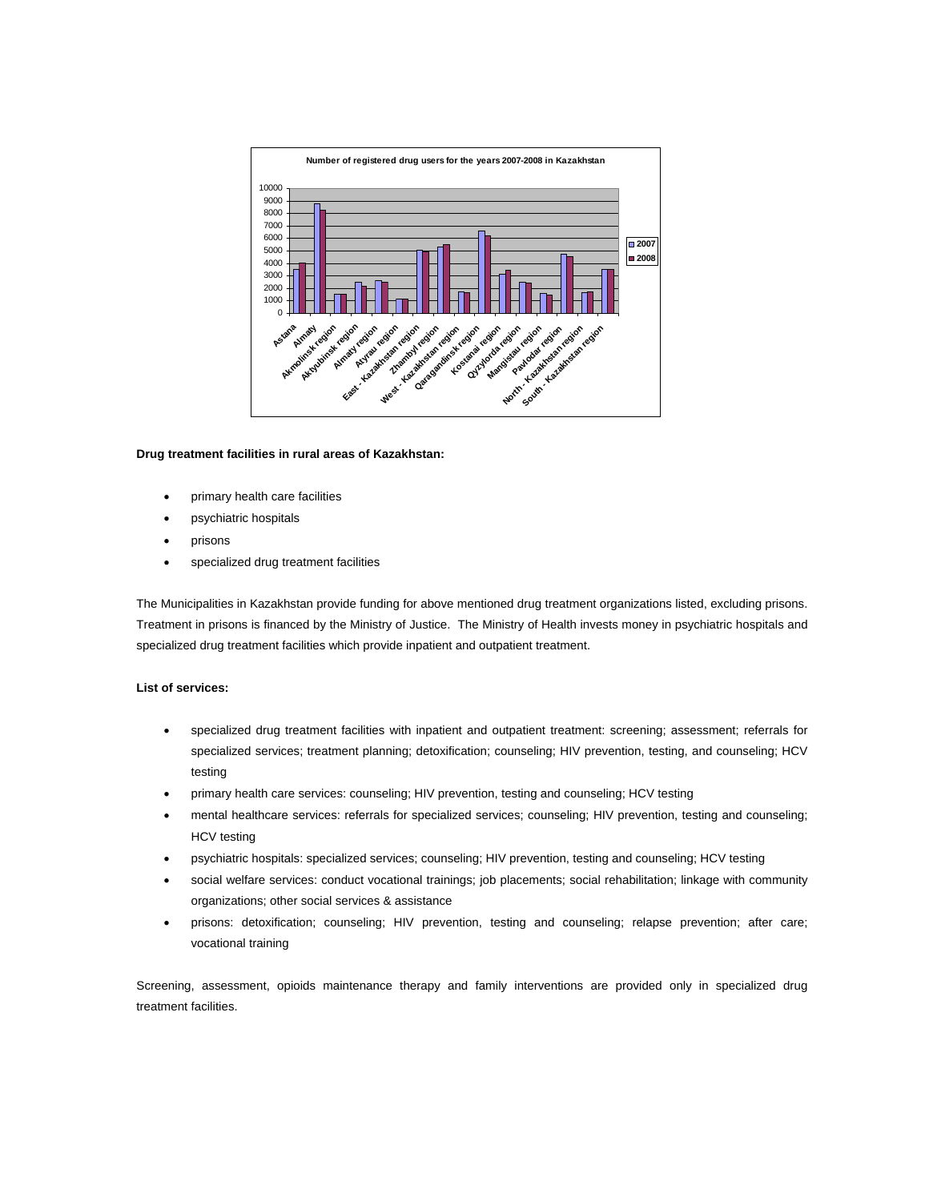Number of registered drug users for the years 2007-2008 in Kazakhstan

**Drug treatment facilities in rural areas of Kazakhstan:**

- primary health care facilities
- psychiatric hospitals
- prisons
- specialized drug treatment facilities

The Municipalities in Kazakhstan provide funding for above mentioned drug treatment organizations listed, excluding prisons. Treatment in prisons is financed by the Ministry of Justice. The Ministry of Health invests money in psychiatric hospitals and specialized drug treatment facilities which provide inpatient and outpatient treatment.

**List of services:**

- specialized drug treatment facilities with inpatient and outpatient treatment: screening; assessment; referrals for specialized services; treatment planning; detoxification; counseling; HIV prevention, testing, and counseling; HCV testing
- primary health care services: counseling; HIV prevention, testing and counseling; HCV testing
- mental healthcare services: referrals for specialized services; counseling; HIV prevention, testing and counseling; HCV testing
- psychiatric hospitals: specialized services; counseling; HIV prevention, testing and counseling; HCV testing
- social welfare services: conduct vocational trainings; job placements; social rehabilitation; linkage with community organizations; other social services & assistance
- prisons: detoxification; counseling; HIV prevention, testing and counseling; relapse prevention; after care; vocational training

Screening, assessment, opioids maintenance therapy and family interventions are provided only in specialized drug treatment facilities.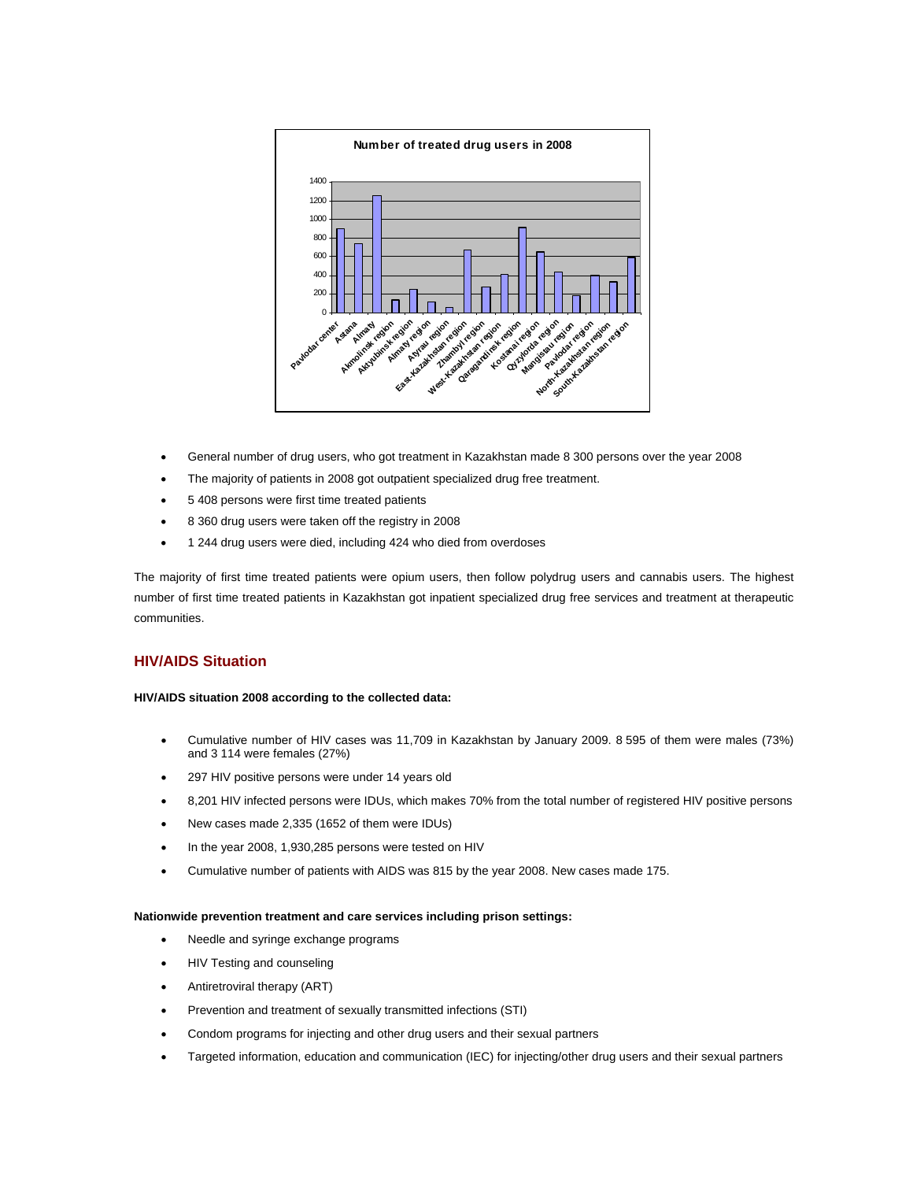**Number of treated drug users in 2008**

- General number of drug users, who got treatment in Kazakhstan made 8 300 persons over the year 2008
- The majority of patients in 2008 got outpatient specialized drug free treatment.
- 5 408 persons were first time treated patients
- 8 360 drug users were taken off the registry in 2008
- 1 244 drug users were died, including 424 who died from overdoses

The majority of first time treated patients were opium users, then follow polydrug users and cannabis users. The highest number of first time treated patients in Kazakhstan got inpatient specialized drug free services and treatment at therapeutic communities.

## HIV/AIDS Situation

**HIV/AIDS situation 2008 according to the collected data:**

- Cumulative number of HIV cases was 11,709 in Kazakhstan by January 2009. 8 595 of them were males (73%) and 3 114 were females (27%)
- 297 HIV positive persons were under 14 years old
- 8,201 HIV infected persons were IDUs, which makes 70% from the total number of registered HIV positive persons
- New cases made 2,335 (1652 of them were IDUs)
- In the year 2008, 1,930,285 persons were tested on HIV
- Cumulative number of patients with AIDS was 815 by the year 2008. New cases made 175.

**Nationwide prevention treatment and care services including prison settings:**

- Needle and syringe exchange programs
- HIV Testing and counseling
- Antiretroviral therapy (ART)
- Prevention and treatment of sexually transmitted infections (STI)
- Condom programs for injecting and other drug users and their sexual partners
- Targeted information, education and communication (IEC) for injecting/other drug users and their sexual partners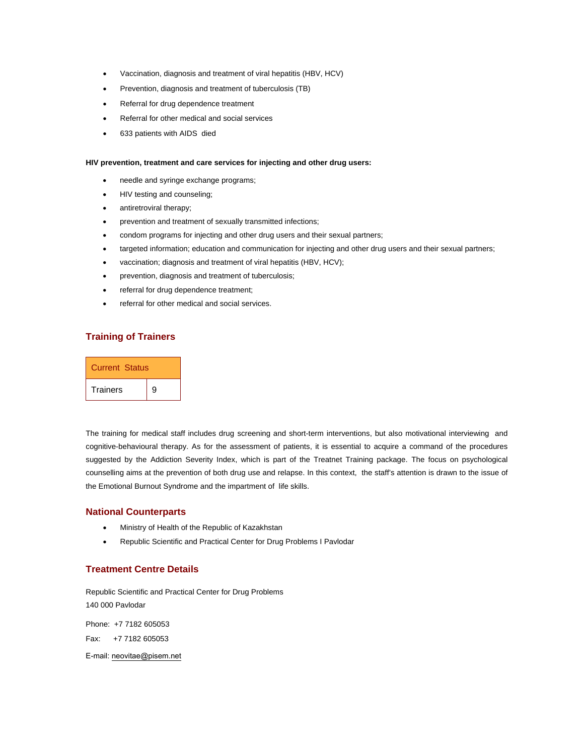- Vaccination, diagnosis and treatment of viral hepatitis (HBV, HCV)
- Prevention, diagnosis and treatment of tuberculosis (TB)
- Referral for drug dependence treatment
- Referral for other medical and social services
- 633 patients with AIDS died

**HIV prevention, treatment and care services for injecting and other drug users:**

- needle and syringe exchange programs;
- HIV testing and counseling;
- antiretroviral therapy;
- prevention and treatment of sexually transmitted infections;
- condom programs for injecting and other drug users and their sexual partners;
- targeted information; education and communication for injecting and other drug users and their sexual partners;
- vaccination; diagnosis and treatment of viral hepatitis (HBV, HCV);
- prevention, diagnosis and treatment of tuberculosis;
- referral for drug dependence treatment;
- referral for other medical and social services.

## Training of Trainers

| Current Status | |
|---|---|
| Trainers | 9 |

The training for medical staff includes drug screening and short-term interventions, but also motivational interviewing and cognitive-behavioural therapy. As for the assessment of patients, it is essential to acquire a command of the procedures suggested by the Addiction Severity Index, which is part of the Treatnet Training package. The focus on psychological counselling aims at the prevention of both drug use and relapse. In this context, the staff's attention is drawn to the issue of the Emotional Burnout Syndrome and the impartment of life skills.

## National Counterparts

- Ministry of Health of the Republic of Kazakhstan
- Republic Scientific and Practical Center for Drug Problems I Pavlodar

## Treatment Centre Details

Republic Scientific and Practical Center for Drug Problems
140 000 Pavlodar

Phone: +7 7182 605053

Fax: +7 7182 605053

E-mail: neovitae@pisem.net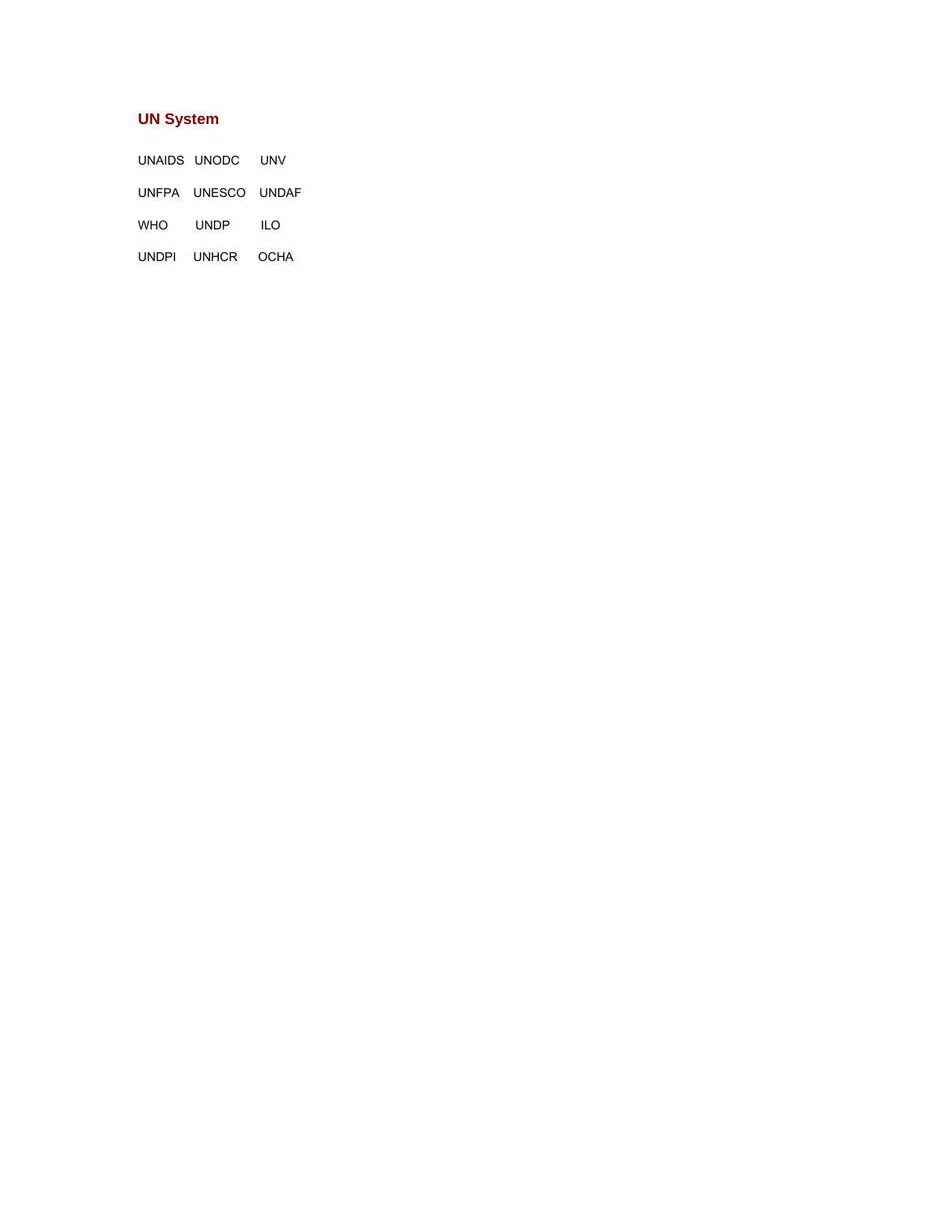## UN System

| | | |
|---|---|---|
| UNAIDS | UNODC | UNV |
| UNFPA | UNESCO | UNDAF |
| WHO | UNDP | ILO |
| UNDPI | UNHCR | OCHA |